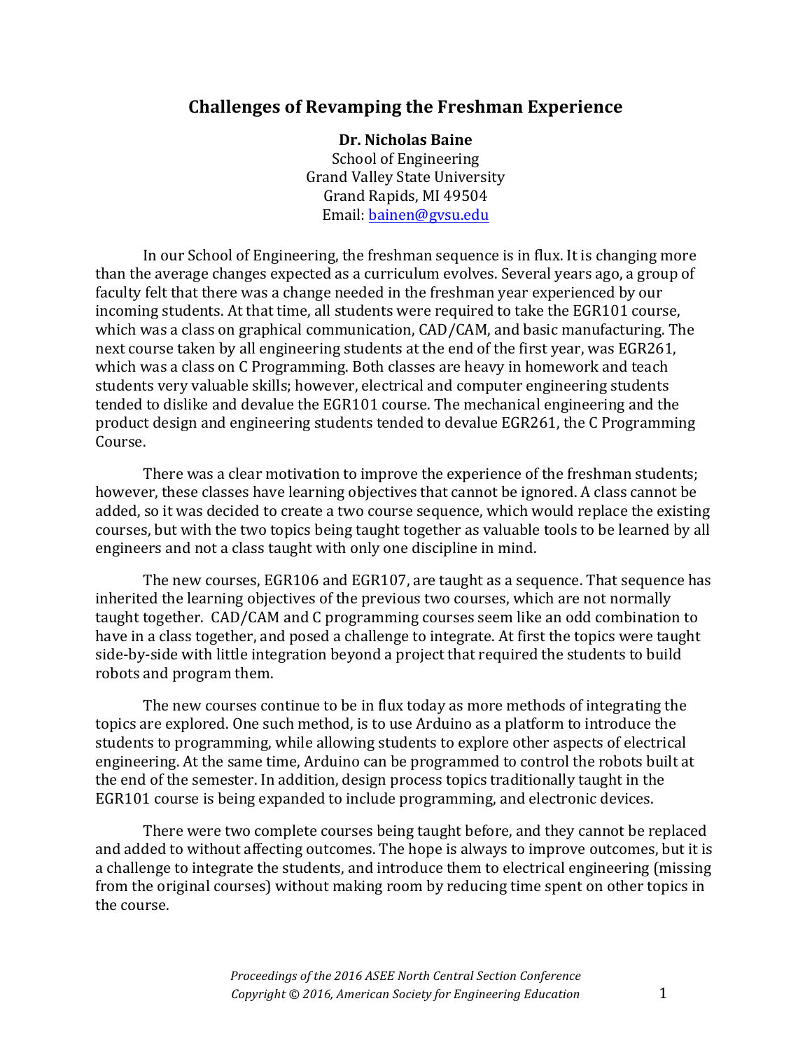# Challenges of Revamping the Freshman Experience

**Dr. Nicholas Baine**
School of Engineering
Grand Valley State University
Grand Rapids, MI 49504
Email: bainen@gvsu.edu

In our School of Engineering, the freshman sequence is in flux. It is changing more than the average changes expected as a curriculum evolves. Several years ago, a group of faculty felt that there was a change needed in the freshman year experienced by our incoming students. At that time, all students were required to take the EGR101 course, which was a class on graphical communication, CAD/CAM, and basic manufacturing. The next course taken by all engineering students at the end of the first year, was EGR261, which was a class on C Programming. Both classes are heavy in homework and teach students very valuable skills; however, electrical and computer engineering students tended to dislike and devalue the EGR101 course. The mechanical engineering and the product design and engineering students tended to devalue EGR261, the C Programming Course.

There was a clear motivation to improve the experience of the freshman students; however, these classes have learning objectives that cannot be ignored. A class cannot be added, so it was decided to create a two course sequence, which would replace the existing courses, but with the two topics being taught together as valuable tools to be learned by all engineers and not a class taught with only one discipline in mind.

The new courses, EGR106 and EGR107, are taught as a sequence. That sequence has inherited the learning objectives of the previous two courses, which are not normally taught together. CAD/CAM and C programming courses seem like an odd combination to have in a class together, and posed a challenge to integrate. At first the topics were taught side-by-side with little integration beyond a project that required the students to build robots and program them.

The new courses continue to be in flux today as more methods of integrating the topics are explored. One such method, is to use Arduino as a platform to introduce the students to programming, while allowing students to explore other aspects of electrical engineering. At the same time, Arduino can be programmed to control the robots built at the end of the semester. In addition, design process topics traditionally taught in the EGR101 course is being expanded to include programming, and electronic devices.

There were two complete courses being taught before, and they cannot be replaced and added to without affecting outcomes. The hope is always to improve outcomes, but it is a challenge to integrate the students, and introduce them to electrical engineering (missing from the original courses) without making room by reducing time spent on other topics in the course.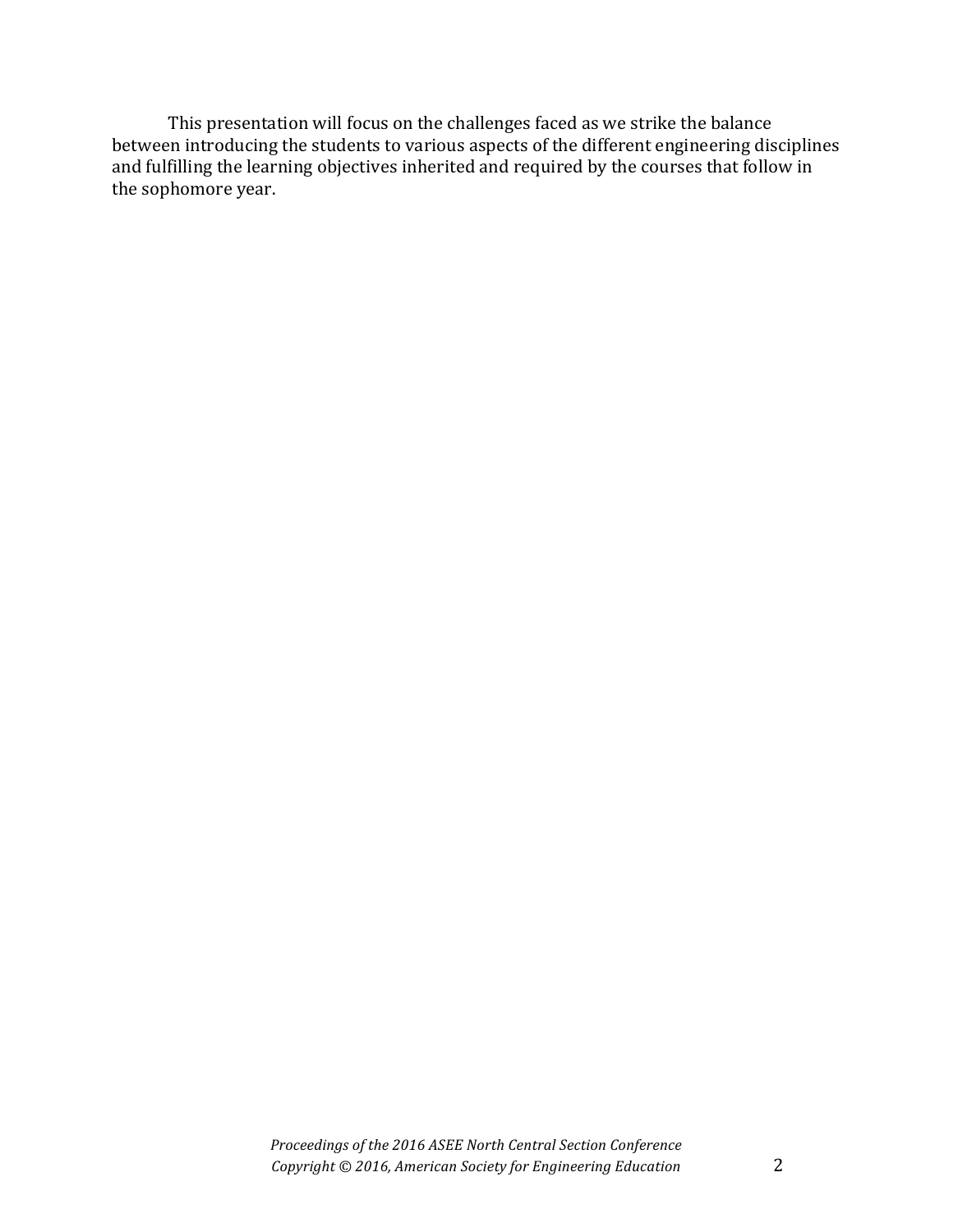This presentation will focus on the challenges faced as we strike the balance between introducing the students to various aspects of the different engineering disciplines and fulfilling the learning objectives inherited and required by the courses that follow in the sophomore year.